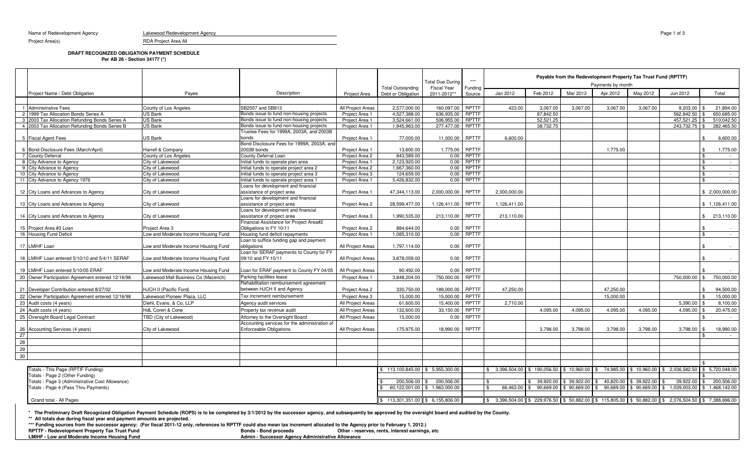Name of Redevelopment Agency: Lakewood Redevelopment Agency

Project Area(s) RDA Project Area All

**DRAFT RECOGNIZED OBLIGATION PAYMENT SCHEDULE**
**Per AB 26 - Section 34177 (*)**

| | Project Name / Debt Obligation | Payee | Description | Project Area | Total Outstanding Debt or Obligation | Total Due During Fiscal Year 2011-2012** | *** Funding Source | Payable from the Redevelopment Property Tax Trust Fund (RPTTF) Payments by month Jan 2012 | Feb 2012 | Mar 2012 | Apr 2012 | May 2012 | Jun 2012 | Total |
|---|---|---|---|---|---|---|---|---|---|---|---|---|---|---|
| 1 | Administrative Fees | County of Los Angeles | SB2557 and SB813 | All Project Areas | 2,577,000.00 | 160,097.00 | RPTTF | 423.00 | 3,067.00 | 3,067.00 | 3,067.00 | 3,067.00 | 9,203.00 | $ 21,894.00 |
| 2 | 1999 Tax Allocation Bonds Series A | US Bank | Bonds issue to fund non-housing projects | Project Area 1 | 4,527,388.00 | 636,935.00 | RPTTF | | 87,842.50 | | | | 562,842.50 | $ 650,685.00 |
| 3 | 2003 Tax Allocation Refunding Bonds Series A | US Bank | Bonds issue to fund non-housing projects | Project Area 1 | 3,524,661.00 | 506,955.00 | RPTTF | | 52,521.25 | | | | 457,521.25 | $ 510,042.50 |
| 4 | 2003 Tax Allocation Refunding Bonds Series B | US Bank | Bonds issue to fund non-housing projects | Project Area 1 | 1,945,963.00 | 277,477.00 | RPTTF | | 38,732.75 | | | | 243,732.75 | $ 282,465.50 |
| 5 | Fiscal Agent Fees | US Bank | Trustee Fees for 1999A, 2003A, and 2003B bonds | Project Area 1 | 77,000.00 | 11,000.00 | RPTTF | 6,600.00 | | | | | | $ 6,600.00 |
| 6 | Bond Disclosure Fees (March/April) | Harrell & Company | Bond Disclosure Fees for 1999A, 2003A, and 2003B bonds | Project Area 1 | 13,600.00 | 1,775.00 | RPTTF | | | | 1,775.00 | | | $ 1,775.00 |
| 7 | County Deferral | County of Los Angeles | County Deferral Loan | Project Area 2 | 843,589.00 | 0.00 | RPTTF | | | | | | | $ - |
| 8 | City Advance to Agency | City of Lakewood | Initial funds to operate plan area | Project Area 1 | 2,123,920.00 | 0.00 | RPTTF | | | | | | | $ - |
| 9 | City Advance to Agency | City of Lakewood | Initial funds to operate project area 2 | Project Area 2 | 1,667,360.00 | 0.00 | RPTTF | | | | | | | $ - |
| 10 | City Advance to Agency | City of Lakewood | Initial funds to operate project area 3 | Project Area 3 | 124,659.00 | 0.00 | RPTTF | | | | | | | $ - |
| 11 | City Advance to Agency 1976 | City of Lakewood | Initial funds to operate project area 1 | Project Area 1 | 5,426,832.00 | 0.00 | RPTTF | | | | | | | $ - |
| 12 | City Loans and Advances to Agency | City of Lakewood | Loans for development and financial assistance of project area | Project Area 1 | 47,344,113.00 | 2,000,000.00 | RPTTF | 2,000,000.00 | | | | | | $ 2,000,000.00 |
| 13 | City Loans and Advances to Agency | City of Lakewood | Loans for development and financial assistance of project area | Project Area 2 | 28,599,477.00 | 1,126,411.00 | RPTTF | 1,126,411.00 | | | | | | $ 1,126,411.00 |
| 14 | City Loans and Advances to Agency | City of Lakewood | Loans for development and financial assistance of project area | Project Area 3 | 1,990,535.00 | 213,110.00 | RPTTF | 213,110.00 | | | | | | $ 213,110.00 |
| 15 | Project Area #3 Loan | Project Area 3 | Financial Assistance for Project Area#2 Obligations in FY 10/11 | Project Area 2 | 884,644.00 | 0.00 | RPTTF | | | | | | | $ - |
| 16 | Housing Fund Deficit | Low and Moderate Income Housing Fund | Housing fund deficit repayments | Project Area 1 | 1,085,310.00 | 0.00 | RPTTF | | | | | | | $ - |
| 17 | LMIHF Loan | Low and Moderate Income Housing Fund | Loan to suffice funding gap and payment obligations | All Project Areas | 1,797,114.00 | 0.00 | RPTTF | | | | | | | $ - |
| 18 | LMIHF Loan entered 5/10/10 and 5/4/11 SERAF | Low and Moderate Income Housing Fund | Loan for SERAF payments to County for FY 09/10 and FY 10/11 | All Project Areas | 3,878,059.00 | 0.00 | RPTTF | | | | | | | $ - |
| 19 | LMIHF Loan entered 5/10/05 ERAF | Low and Moderate Income Housing Fund | Loan for ERAF payment to County FY 04/05 | All Project Areas | 90,492.00 | 0.00 | RPTTF | | | | | | | $ - |
| 20 | Owner Participation Agreement entered 12/16/98 | Lakewood Mall Business Co (Macerich) | Parking facilities lease | Project Area 1 | 3,848,204.00 | 750,000.00 | RPTTF | | | | | | 750,000.00 | $ 750,000.00 |
| 21 | Developer Contribution entered 8/27/02 | HJCH II (Pacific Ford) | Rehabilitation reimbursement agreement between HJCH II and Agency | Project Area 2 | 330,750.00 | 189,000.00 | RPTTF | 47,250.00 | | | 47,250.00 | | | $ 94,500.00 |
| 22 | Owner Participation Agreement entered 12/16/98 | Lakewood Pioneer Plaza, LLC | Tax increment reimbursement | Project Area 3 | 15,000.00 | 15,000.00 | RPTTF | | | | 15,000.00 | | | $ 15,000.00 |
| 23 | Audit costs (4 years) | Diehl, Evans, & Co, LLP | Agency audit services | All Project Areas | 61,600.00 | 15,400.00 | RPTTF | 2,710.00 | | | | | 5,390.00 | $ 8,100.00 |
| 24 | Audit costs (4 years) | HdL Coren & Cone | Property tax revenue audit | All Project Areas | 132,600.00 | 33,150.00 | RPTTF | | 4,095.00 | 4,095.00 | 4,095.00 | 4,095.00 | 4,095.00 | $ 20,475.00 |
| 25 | Oversight Board Legal Contract | TBD (City of Lakewood) | Attorney to the Oversight Board | All Project Areas | 15,000.00 | 0.00 | RPTTF | | | | | | | $ - |
| 26 | Accounting Services (4 years) | City of Lakewood | Accounting services for the administration of Enforceable Obligations | All Project Areas | 175,975.00 | 18,990.00 | RPTTF | | 3,798.00 | 3,798.00 | 3,798.00 | 3,798.00 | 3,798.00 | $ 18,990.00 |
| 27 | | | | | | | | | | | | | | $ - |
| 28 | | | | | | | | | | | | | | |
| 29 | | | | | | | | | | | | | | |
| 30 | | | | | | | | | | | | | | |
| | | | | | | | | | | | | | | $ - |
| | Totals - This Page (RPTIF Funding) | | | | $ 113,100,845.00 | $ 5,955,300.00 | | $ 3,396,504.00 | $ 190,056.50 | $ 10,960.00 | $ 74,985.00 | $ 10,960.00 | $ 2,036,582.50 | $ 5,720,048.00 |
| | Totals - Page 2 (Other Funding) | | | | | | | | | | | | | $ - |
| | Totals - Page 3 (Administrative Cost Allowance) | | | | $ 200,506.00 | $ 200,506.00 | | $ - | $ 39,920.00 | $ 39,922.00 | $ 40,820.00 | $ 39,922.00 | $ 39,922.00 | $ 200,506.00 |
| | Totals - Page 4 (Pass Thru Payments) | | | | $ 60,122,001.00 | $ 1,963,000.00 | | $ 66,463.00 | $ 90,669.00 | $ 90,669.00 | $ 90,669.00 | $ 90,669.00 | $ 1,039,003.00 | $ 1,468,142.00 |
| | Grand total - All Pages | | | | $ 113,301,351.00 | $ 6,155,806.00 | | $ 3,396,504.00 | $ 229,976.50 | $ 50,882.00 | $ 115,805.00 | $ 50,882.00 | $ 2,076,504.50 | $ 7,388,696.00 |

**\* The Preliminary Draft Recognized Obligation Payment Schedule (ROPS) is to be completed by 3/1/2012 by the successor agency, and subsequently be approved by the oversight board and audited by the County.**

**\*\* All totals due during fiscal year and payment amounts are projected.**

**\*\*\* Funding sources from the successor agency: (For fiscal 2011-12 only, references to RPTTF could also mean tax increment allocated to the Agency prior to February 1, 2012.)**

**RPTTF - Redevelopment Property Tax Trust Fund** | **Bonds - Bond proceeds** | **Other - reserves, rents, interest earnings, etc**

**LMIHF - Low and Moderate Income Housing Fund** | **Admin - Successor Agency Administrative Allowance**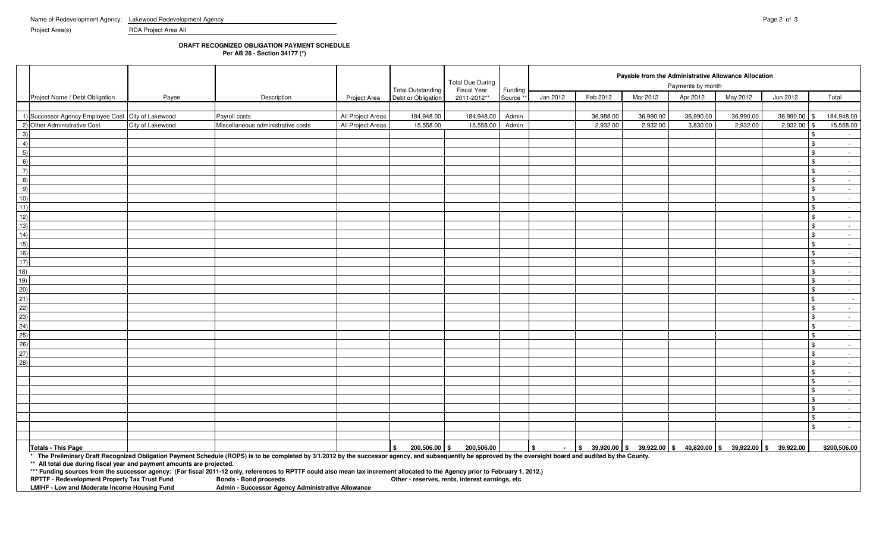Name of Redevelopment Agency: Lakewood Redevelopment Agency

Project Area(s) RDA Project Area All

**DRAFT RECOGNIZED OBLIGATION PAYMENT SCHEDULE**
**Per AB 26 - Section 34177 (*)**

| | Project Name / Debt Obligation | Payee | Description | Project Area | Total Outstanding Debt or Obligation | Total Due During Fiscal Year 2011-2012** | Funding Source ** | Payable from the Administrative Allowance Allocation Payments by month Jan 2012 | Feb 2012 | Mar 2012 | Apr 2012 | May 2012 | Jun 2012 | Total |
|---|---|---|---|---|---|---|---|---|---|---|---|---|---|---|
| 1) | Successor Agency Employee Cost | City of Lakewood | Payroll costs | All Project Areas | 184,948.00 | 184,948.00 | Admin | | 36,988.00 | 36,990.00 | 36,990.00 | 36,990.00 | 36,990.00 | $ 184,948.00 |
| 2) | Other Administrative Cost | City of Lakewood | Miscellaneous administrative costs | All Project Areas | 15,558.00 | 15,558.00 | Admin | | 2,932.00 | 2,932.00 | 3,830.00 | 2,932.00 | 2,932.00 | $ 15,558.00 |
| 3) | | | | | | | | | | | | | | $ - |
| 4) | | | | | | | | | | | | | | $ - |
| 5) | | | | | | | | | | | | | | $ - |
| 6) | | | | | | | | | | | | | | $ - |
| 7) | | | | | | | | | | | | | | $ - |
| 8) | | | | | | | | | | | | | | $ - |
| 9) | | | | | | | | | | | | | | $ - |
| 10) | | | | | | | | | | | | | | $ - |
| 11) | | | | | | | | | | | | | | $ - |
| 12) | | | | | | | | | | | | | | $ - |
| 13) | | | | | | | | | | | | | | $ - |
| 14) | | | | | | | | | | | | | | $ - |
| 15) | | | | | | | | | | | | | | $ - |
| 16) | | | | | | | | | | | | | | $ - |
| 17) | | | | | | | | | | | | | | $ - |
| 18) | | | | | | | | | | | | | | $ - |
| 19) | | | | | | | | | | | | | | $ - |
| 20) | | | | | | | | | | | | | | $ - |
| 21) | | | | | | | | | | | | | | $ - |
| 22) | | | | | | | | | | | | | | $ - |
| 23) | | | | | | | | | | | | | | $ - |
| 24) | | | | | | | | | | | | | | $ - |
| 25) | | | | | | | | | | | | | | $ - |
| 26) | | | | | | | | | | | | | | $ - |
| 27) | | | | | | | | | | | | | | $ - |
| 28) | | | | | | | | | | | | | | $ - |
| | | | | | | | | | | | | | | $ - |
| | | | | | | | | | | | | | | $ - |
| | | | | | | | | | | | | | | $ - |
| | | | | | | | | | | | | | | $ - |
| | | | | | | | | | | | | | | $ - |
| | | | | | | | | | | | | | | $ - |
| | | | | | | | | | | | | | | $ - |
| | **Totals - This Page** | | | | **$ 200,506.00** | **$ 200,506.00** | | **$ -** | **$ 39,920.00** | **$ 39,922.00** | **$ 40,820.00** | **$ 39,922.00** | **$ 39,922.00** | **$200,506.00** |

**\* The Preliminary Draft Recognized Obligation Payment Schedule (ROPS) is to be completed by 3/1/2012 by the successor agency, and subsequently be approved by the oversight board and audited by the County.**

**\*\* All total due during fiscal year and payment amounts are projected.**

**\*\*\* Funding sources from the successor agency: (For fiscal 2011-12 only, references to RPTTF could also mean tax increment allocated to the Agency prior to February 1, 2012.)**

**RPTTF - Redevelopment Property Tax Trust Fund** | **Bonds - Bond proceeds** | **Other - reserves, rents, interest earnings, etc**

**LMIHF - Low and Moderate Income Housing Fund** | **Admin - Successor Agency Administrative Allowance**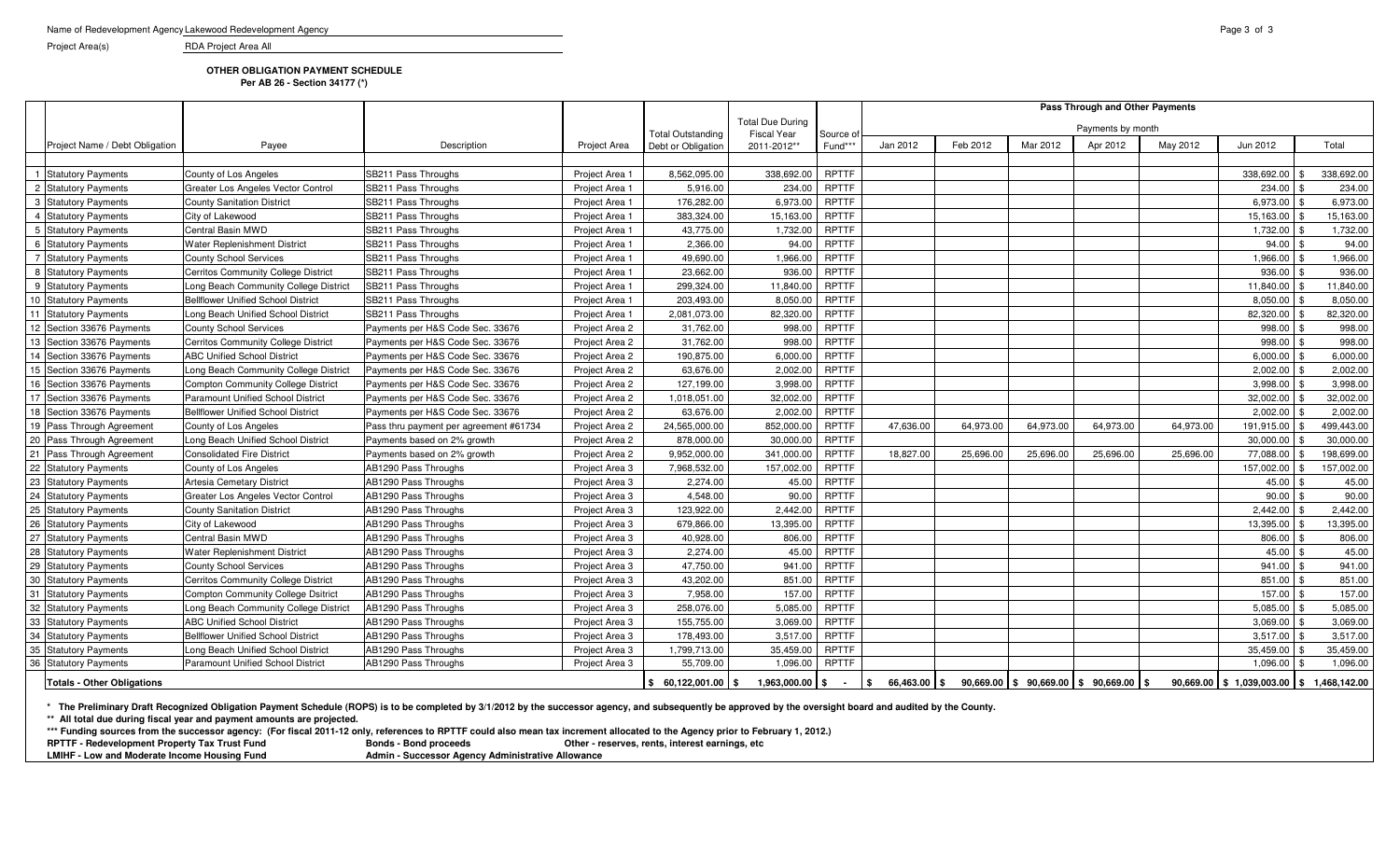Name of Redevelopment Agency Lakewood Redevelopment Agency

Project Area(s) RDA Project Area All

**OTHER OBLIGATION PAYMENT SCHEDULE**
**Per AB 26 - Section 34177 (*)**

| | Project Name / Debt Obligation | Payee | Description | Project Area | Total Outstanding Debt or Obligation | Total Due During Fiscal Year 2011-2012** | Source of Fund*** | Pass Through and Other Payments - Payments by month: Jan 2012 | Feb 2012 | Mar 2012 | Apr 2012 | May 2012 | Jun 2012 | Total |
|---|---|---|---|---|---|---|---|---|---|---|---|---|---|---|
| 1 | Statutory Payments | County of Los Angeles | SB211 Pass Throughs | Project Area 1 | 8,562,095.00 | 338,692.00 | RPTTF | | | | | | 338,692.00 | $ 338,692.00 |
| 2 | Statutory Payments | Greater Los Angeles Vector Control | SB211 Pass Throughs | Project Area 1 | 5,916.00 | 234.00 | RPTTF | | | | | | 234.00 | $ 234.00 |
| 3 | Statutory Payments | County Sanitation District | SB211 Pass Throughs | Project Area 1 | 176,282.00 | 6,973.00 | RPTTF | | | | | | 6,973.00 | $ 6,973.00 |
| 4 | Statutory Payments | City of Lakewood | SB211 Pass Throughs | Project Area 1 | 383,324.00 | 15,163.00 | RPTTF | | | | | | 15,163.00 | $ 15,163.00 |
| 5 | Statutory Payments | Central Basin MWD | SB211 Pass Throughs | Project Area 1 | 43,775.00 | 1,732.00 | RPTTF | | | | | | 1,732.00 | $ 1,732.00 |
| 6 | Statutory Payments | Water Replenishment District | SB211 Pass Throughs | Project Area 1 | 2,366.00 | 94.00 | RPTTF | | | | | | 94.00 | $ 94.00 |
| 7 | Statutory Payments | County School Services | SB211 Pass Throughs | Project Area 1 | 49,690.00 | 1,966.00 | RPTTF | | | | | | 1,966.00 | $ 1,966.00 |
| 8 | Statutory Payments | Cerritos Community College District | SB211 Pass Throughs | Project Area 1 | 23,662.00 | 936.00 | RPTTF | | | | | | 936.00 | $ 936.00 |
| 9 | Statutory Payments | Long Beach Community College District | SB211 Pass Throughs | Project Area 1 | 299,324.00 | 11,840.00 | RPTTF | | | | | | 11,840.00 | $ 11,840.00 |
| 10 | Statutory Payments | Bellflower Unified School District | SB211 Pass Throughs | Project Area 1 | 203,493.00 | 8,050.00 | RPTTF | | | | | | 8,050.00 | $ 8,050.00 |
| 11 | Statutory Payments | Long Beach Unified School District | SB211 Pass Throughs | Project Area 1 | 2,081,073.00 | 82,320.00 | RPTTF | | | | | | 82,320.00 | $ 82,320.00 |
| 12 | Section 33676 Payments | County School Services | Payments per H&S Code Sec. 33676 | Project Area 2 | 31,762.00 | 998.00 | RPTTF | | | | | | 998.00 | $ 998.00 |
| 13 | Section 33676 Payments | Cerritos Community College District | Payments per H&S Code Sec. 33676 | Project Area 2 | 31,762.00 | 998.00 | RPTTF | | | | | | 998.00 | $ 998.00 |
| 14 | Section 33676 Payments | ABC Unified School District | Payments per H&S Code Sec. 33676 | Project Area 2 | 190,875.00 | 6,000.00 | RPTTF | | | | | | 6,000.00 | $ 6,000.00 |
| 15 | Section 33676 Payments | Long Beach Community College District | Payments per H&S Code Sec. 33676 | Project Area 2 | 63,676.00 | 2,002.00 | RPTTF | | | | | | 2,002.00 | $ 2,002.00 |
| 16 | Section 33676 Payments | Compton Community College District | Payments per H&S Code Sec. 33676 | Project Area 2 | 127,199.00 | 3,998.00 | RPTTF | | | | | | 3,998.00 | $ 3,998.00 |
| 17 | Section 33676 Payments | Paramount Unified School District | Payments per H&S Code Sec. 33676 | Project Area 2 | 1,018,051.00 | 32,002.00 | RPTTF | | | | | | 32,002.00 | $ 32,002.00 |
| 18 | Section 33676 Payments | Bellflower Unified School District | Payments per H&S Code Sec. 33676 | Project Area 2 | 63,676.00 | 2,002.00 | RPTTF | | | | | | 2,002.00 | $ 2,002.00 |
| 19 | Pass Through Agreement | County of Los Angeles | Pass thru payment per agreement #61734 | Project Area 2 | 24,565,000.00 | 852,000.00 | RPTTF | 47,636.00 | 64,973.00 | 64,973.00 | 64,973.00 | 64,973.00 | 191,915.00 | $ 499,443.00 |
| 20 | Pass Through Agreement | Long Beach Unified School District | Payments based on 2% growth | Project Area 2 | 878,000.00 | 30,000.00 | RPTTF | | | | | | 30,000.00 | $ 30,000.00 |
| 21 | Pass Through Agreement | Consolidated Fire District | Payments based on 2% growth | Project Area 2 | 9,952,000.00 | 341,000.00 | RPTTF | 18,827.00 | 25,696.00 | 25,696.00 | 25,696.00 | 25,696.00 | 77,088.00 | $ 198,699.00 |
| 22 | Statutory Payments | County of Los Angeles | AB1290 Pass Throughs | Project Area 3 | 7,968,532.00 | 157,002.00 | RPTTF | | | | | | 157,002.00 | $ 157,002.00 |
| 23 | Statutory Payments | Artesia Cemetary District | AB1290 Pass Throughs | Project Area 3 | 2,274.00 | 45.00 | RPTTF | | | | | | 45.00 | $ 45.00 |
| 24 | Statutory Payments | Greater Los Angeles Vector Control | AB1290 Pass Throughs | Project Area 3 | 4,548.00 | 90.00 | RPTTF | | | | | | 90.00 | $ 90.00 |
| 25 | Statutory Payments | County Sanitation District | AB1290 Pass Throughs | Project Area 3 | 123,922.00 | 2,442.00 | RPTTF | | | | | | 2,442.00 | $ 2,442.00 |
| 26 | Statutory Payments | City of Lakewood | AB1290 Pass Throughs | Project Area 3 | 679,866.00 | 13,395.00 | RPTTF | | | | | | 13,395.00 | $ 13,395.00 |
| 27 | Statutory Payments | Central Basin MWD | AB1290 Pass Throughs | Project Area 3 | 40,928.00 | 806.00 | RPTTF | | | | | | 806.00 | $ 806.00 |
| 28 | Statutory Payments | Water Replenishment District | AB1290 Pass Throughs | Project Area 3 | 2,274.00 | 45.00 | RPTTF | | | | | | 45.00 | $ 45.00 |
| 29 | Statutory Payments | County School Services | AB1290 Pass Throughs | Project Area 3 | 47,750.00 | 941.00 | RPTTF | | | | | | 941.00 | $ 941.00 |
| 30 | Statutory Payments | Cerritos Community College District | AB1290 Pass Throughs | Project Area 3 | 43,202.00 | 851.00 | RPTTF | | | | | | 851.00 | $ 851.00 |
| 31 | Statutory Payments | Compton Community College Dsitrict | AB1290 Pass Throughs | Project Area 3 | 7,958.00 | 157.00 | RPTTF | | | | | | 157.00 | $ 157.00 |
| 32 | Statutory Payments | Long Beach Community College District | AB1290 Pass Throughs | Project Area 3 | 258,076.00 | 5,085.00 | RPTTF | | | | | | 5,085.00 | $ 5,085.00 |
| 33 | Statutory Payments | ABC Unified School District | AB1290 Pass Throughs | Project Area 3 | 155,755.00 | 3,069.00 | RPTTF | | | | | | 3,069.00 | $ 3,069.00 |
| 34 | Statutory Payments | Bellflower Unified School District | AB1290 Pass Throughs | Project Area 3 | 178,493.00 | 3,517.00 | RPTTF | | | | | | 3,517.00 | $ 3,517.00 |
| 35 | Statutory Payments | Long Beach Unified School District | AB1290 Pass Throughs | Project Area 3 | 1,799,713.00 | 35,459.00 | RPTTF | | | | | | 35,459.00 | $ 35,459.00 |
| 36 | Statutory Payments | Paramount Unified School District | AB1290 Pass Throughs | Project Area 3 | 55,709.00 | 1,096.00 | RPTTF | | | | | | 1,096.00 | $ 1,096.00 |
| | **Totals - Other Obligations** | | | | $ 60,122,001.00 | $ 1,963,000.00 | $ - | $ 66,463.00 | $ 90,669.00 | $ 90,669.00 | $ 90,669.00 | $ 90,669.00 | $ 1,039,003.00 | $ 1,468,142.00 |

**\* The Preliminary Draft Recognized Obligation Payment Schedule (ROPS) is to be completed by 3/1/2012 by the successor agency, and subsequently be approved by the oversight board and audited by the County.**

**\*\* All total due during fiscal year and payment amounts are projected.**

**\*\*\* Funding sources from the successor agency: (For fiscal 2011-12 only, references to RPTTF could also mean tax increment allocated to the Agency prior to February 1, 2012.)**

**RPTTF - Redevelopment Property Tax Trust Fund** | **Bonds - Bond proceeds** | **Other - reserves, rents, interest earnings, etc**

**LMIHF - Low and Moderate Income Housing Fund** | **Admin - Successor Agency Administrative Allowance**